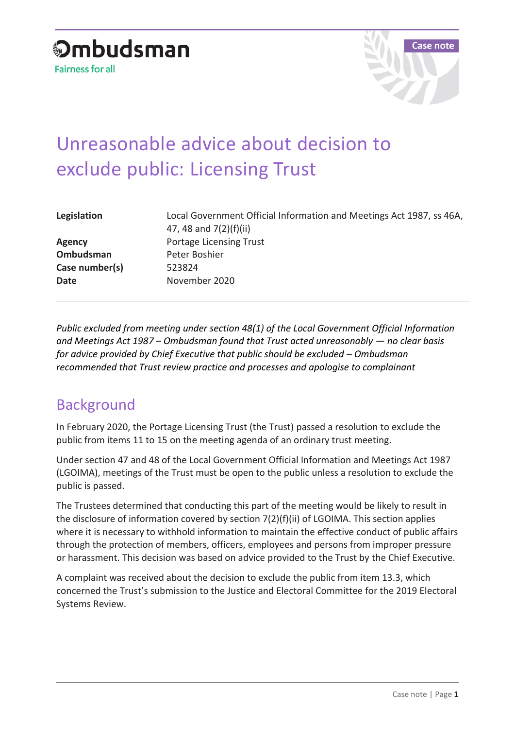Ombudsman

Fairness for all

Case note

# Unreasonable advice about decision to exclude public: Licensing Trust

| | |
|---|---|
| **Legislation** | Local Government Official Information and Meetings Act 1987, ss 46A, 47, 48 and 7(2)(f)(ii) |
| **Agency** | Portage Licensing Trust |
| **Ombudsman** | Peter Boshier |
| **Case number(s)** | 523824 |
| **Date** | November 2020 |

*Public excluded from meeting under section 48(1) of the Local Government Official Information and Meetings Act 1987 – Ombudsman found that Trust acted unreasonably — no clear basis for advice provided by Chief Executive that public should be excluded – Ombudsman recommended that Trust review practice and processes and apologise to complainant*

## Background

In February 2020, the Portage Licensing Trust (the Trust) passed a resolution to exclude the public from items 11 to 15 on the meeting agenda of an ordinary trust meeting.

Under section 47 and 48 of the Local Government Official Information and Meetings Act 1987 (LGOIMA), meetings of the Trust must be open to the public unless a resolution to exclude the public is passed.

The Trustees determined that conducting this part of the meeting would be likely to result in the disclosure of information covered by section 7(2)(f)(ii) of LGOIMA. This section applies where it is necessary to withhold information to maintain the effective conduct of public affairs through the protection of members, officers, employees and persons from improper pressure or harassment. This decision was based on advice provided to the Trust by the Chief Executive.

A complaint was received about the decision to exclude the public from item 13.3, which concerned the Trust's submission to the Justice and Electoral Committee for the 2019 Electoral Systems Review.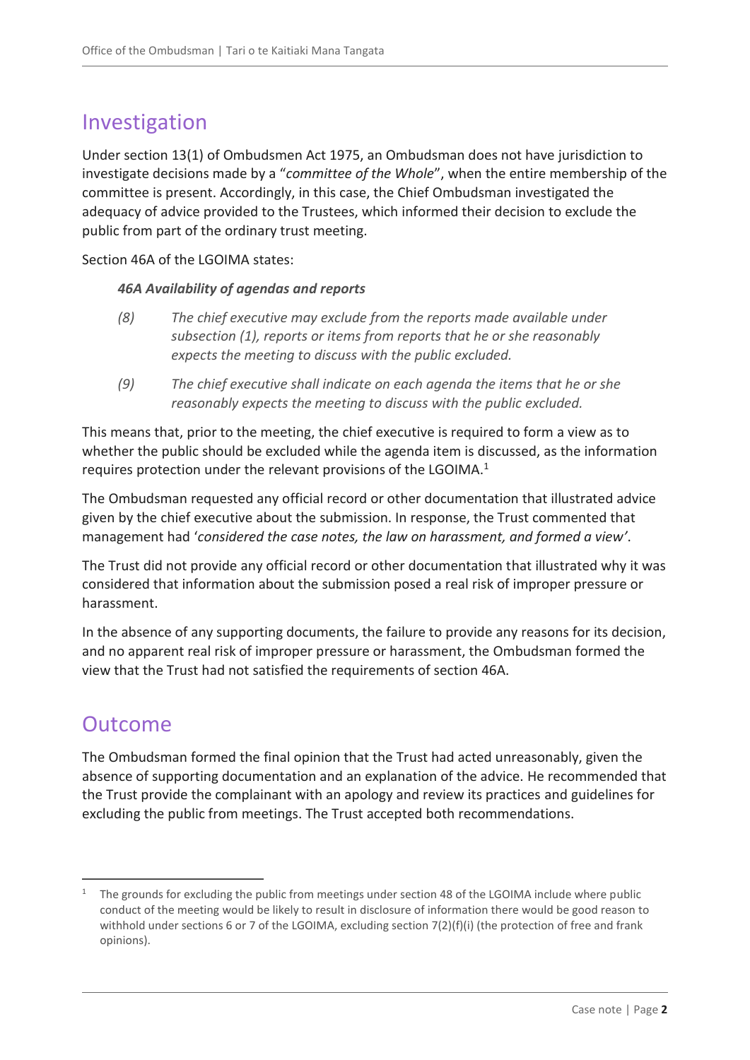## Investigation

Under section 13(1) of Ombudsmen Act 1975, an Ombudsman does not have jurisdiction to investigate decisions made by a "*committee of the Whole*", when the entire membership of the committee is present. Accordingly, in this case, the Chief Ombudsman investigated the adequacy of advice provided to the Trustees, which informed their decision to exclude the public from part of the ordinary trust meeting.

Section 46A of the LGOIMA states:

> ***46A Availability of agendas and reports***
>
> *(8) The chief executive may exclude from the reports made available under subsection (1), reports or items from reports that he or she reasonably expects the meeting to discuss with the public excluded.*
>
> *(9) The chief executive shall indicate on each agenda the items that he or she reasonably expects the meeting to discuss with the public excluded.*

This means that, prior to the meeting, the chief executive is required to form a view as to whether the public should be excluded while the agenda item is discussed, as the information requires protection under the relevant provisions of the LGOIMA.[1]

The Ombudsman requested any official record or other documentation that illustrated advice given by the chief executive about the submission. In response, the Trust commented that management had '*considered the case notes, the law on harassment, and formed a view'*.

The Trust did not provide any official record or other documentation that illustrated why it was considered that information about the submission posed a real risk of improper pressure or harassment.

In the absence of any supporting documents, the failure to provide any reasons for its decision, and no apparent real risk of improper pressure or harassment, the Ombudsman formed the view that the Trust had not satisfied the requirements of section 46A.

## Outcome

The Ombudsman formed the final opinion that the Trust had acted unreasonably, given the absence of supporting documentation and an explanation of the advice. He recommended that the Trust provide the complainant with an apology and review its practices and guidelines for excluding the public from meetings. The Trust accepted both recommendations.

---

[1] The grounds for excluding the public from meetings under section 48 of the LGOIMA include where public conduct of the meeting would be likely to result in disclosure of information there would be good reason to withhold under sections 6 or 7 of the LGOIMA, excluding section 7(2)(f)(i) (the protection of free and frank opinions).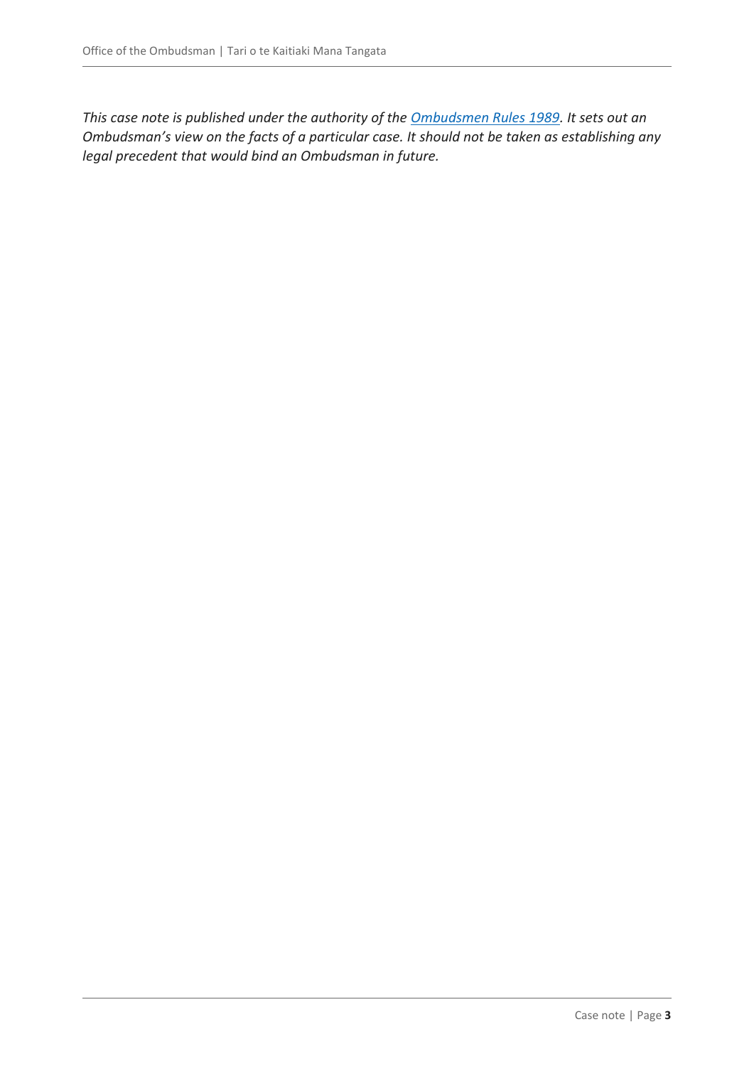*This case note is published under the authority of the [Ombudsmen Rules 1989](). It sets out an Ombudsman's view on the facts of a particular case. It should not be taken as establishing any legal precedent that would bind an Ombudsman in future.*